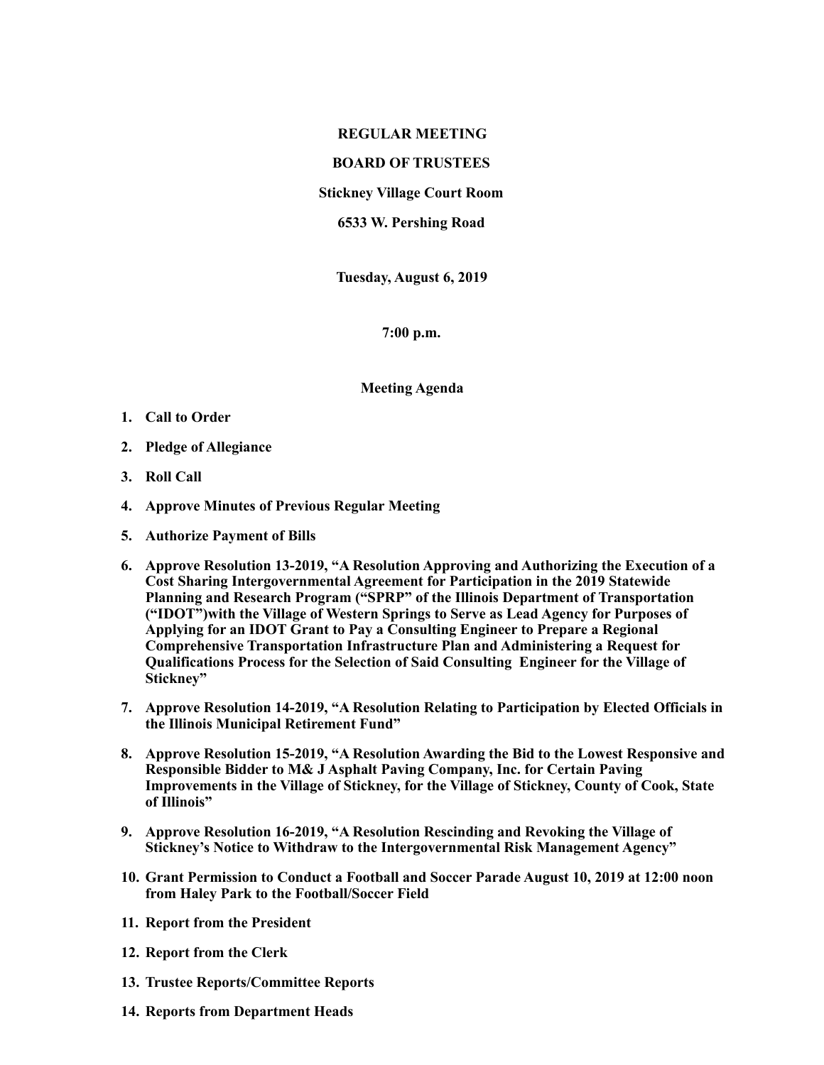**REGULAR MEETING**

**BOARD OF TRUSTEES**

**Stickney Village Court Room**

**6533 W. Pershing Road**

**Tuesday, August 6, 2019**

**7:00 p.m.**

**Meeting Agenda**

1. **Call to Order**
2. **Pledge of Allegiance**
3. **Roll Call**
4. **Approve Minutes of Previous Regular Meeting**
5. **Authorize Payment of Bills**
6. **Approve Resolution 13-2019, "A Resolution Approving and Authorizing the Execution of a Cost Sharing Intergovernmental Agreement for Participation in the 2019 Statewide Planning and Research Program ("SPRP" of the Illinois Department of Transportation ("IDOT")with the Village of Western Springs to Serve as Lead Agency for Purposes of Applying for an IDOT Grant to Pay a Consulting Engineer to Prepare a Regional Comprehensive Transportation Infrastructure Plan and Administering a Request for Qualifications Process for the Selection of Said Consulting Engineer for the Village of Stickney"**
7. **Approve Resolution 14-2019, "A Resolution Relating to Participation by Elected Officials in the Illinois Municipal Retirement Fund"**
8. **Approve Resolution 15-2019, "A Resolution Awarding the Bid to the Lowest Responsive and Responsible Bidder to M& J Asphalt Paving Company, Inc. for Certain Paving Improvements in the Village of Stickney, for the Village of Stickney, County of Cook, State of Illinois"**
9. **Approve Resolution 16-2019, "A Resolution Rescinding and Revoking the Village of Stickney's Notice to Withdraw to the Intergovernmental Risk Management Agency"**
10. **Grant Permission to Conduct a Football and Soccer Parade August 10, 2019 at 12:00 noon from Haley Park to the Football/Soccer Field**
11. **Report from the President**
12. **Report from the Clerk**
13. **Trustee Reports/Committee Reports**
14. **Reports from Department Heads**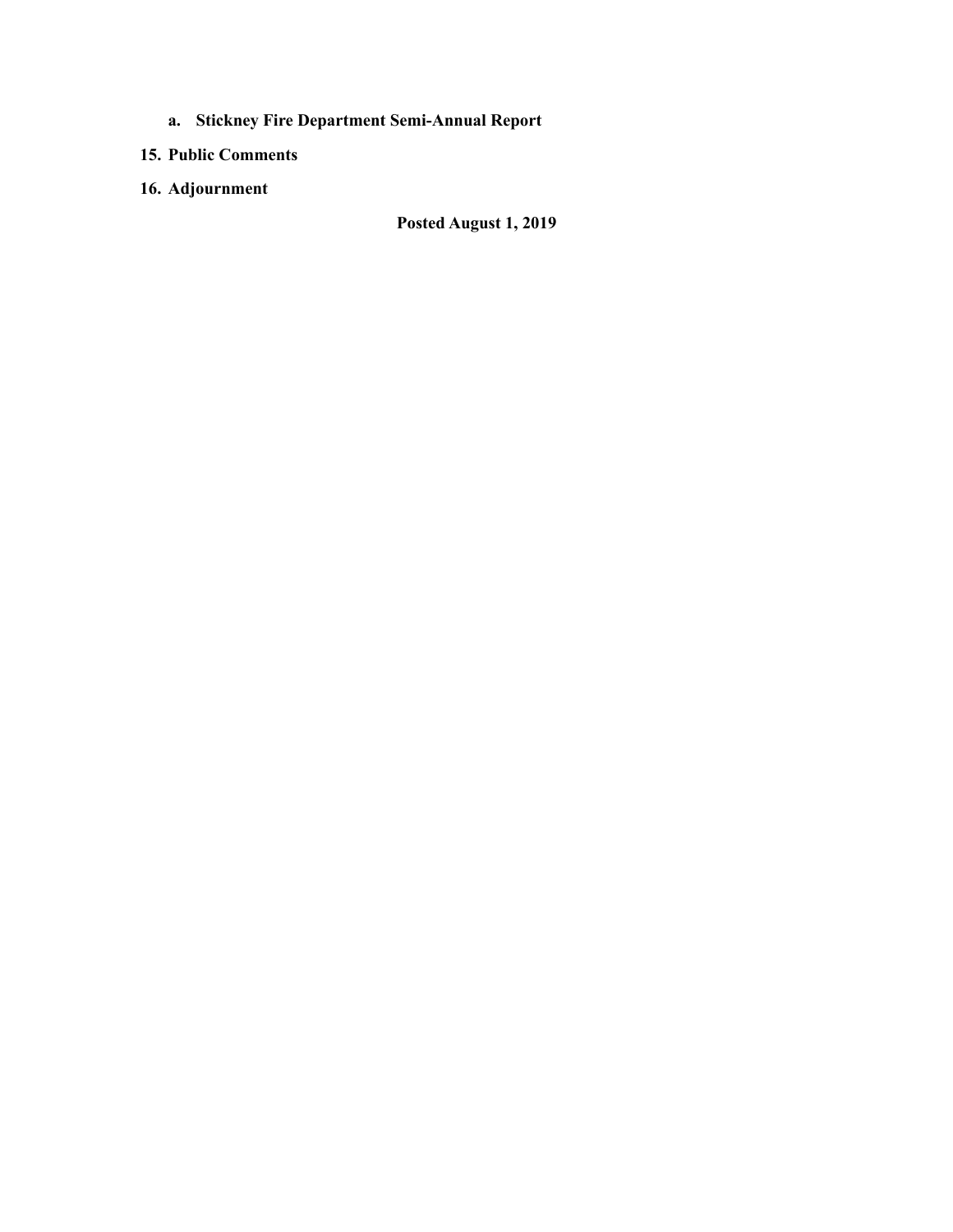a. **Stickney Fire Department Semi-Annual Report**

15. **Public Comments**

16. **Adjournment**

**Posted August 1, 2019**